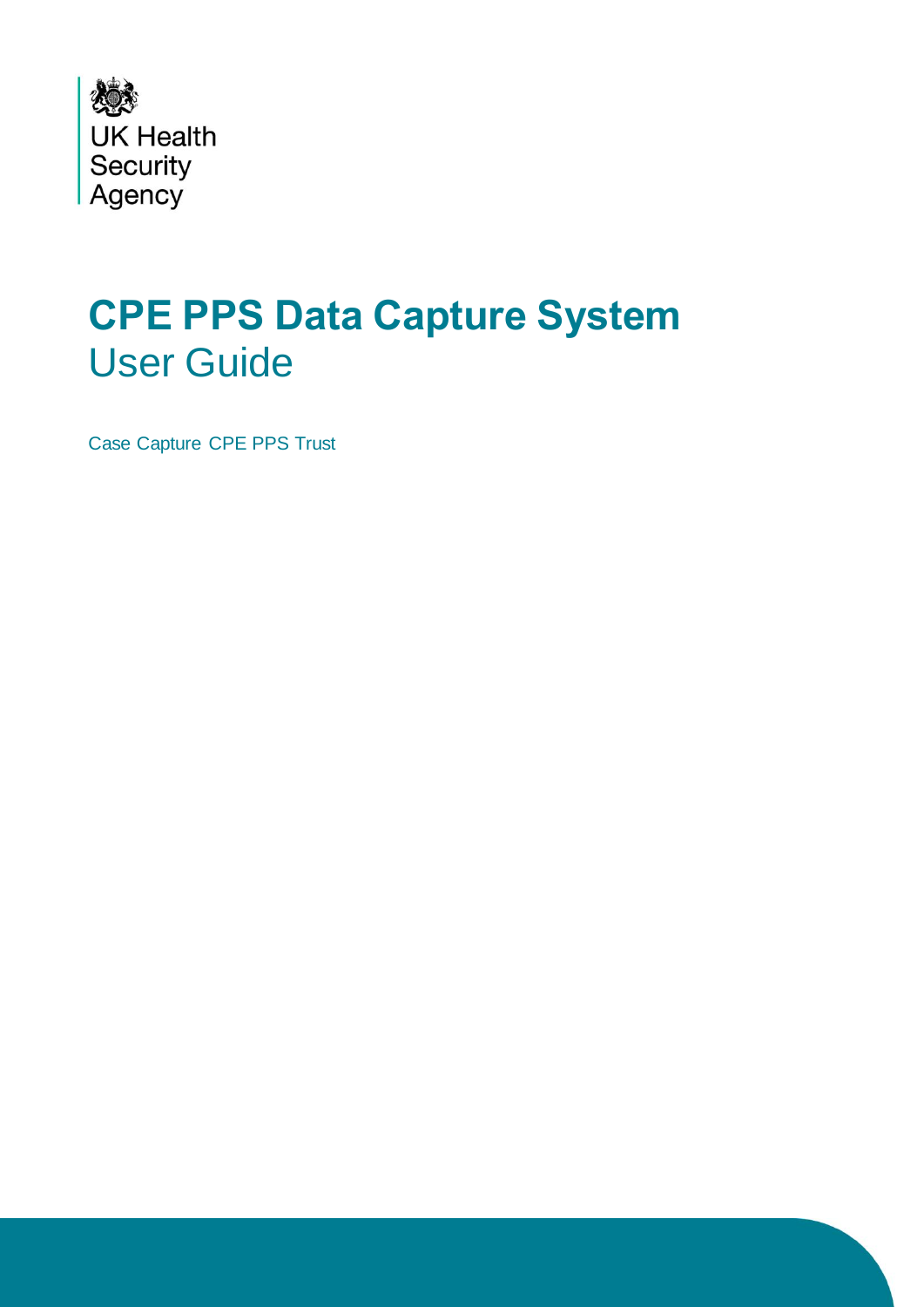UK Health Security Agency

# CPE PPS Data Capture System

## User Guide

Case Capture CPE PPS Trust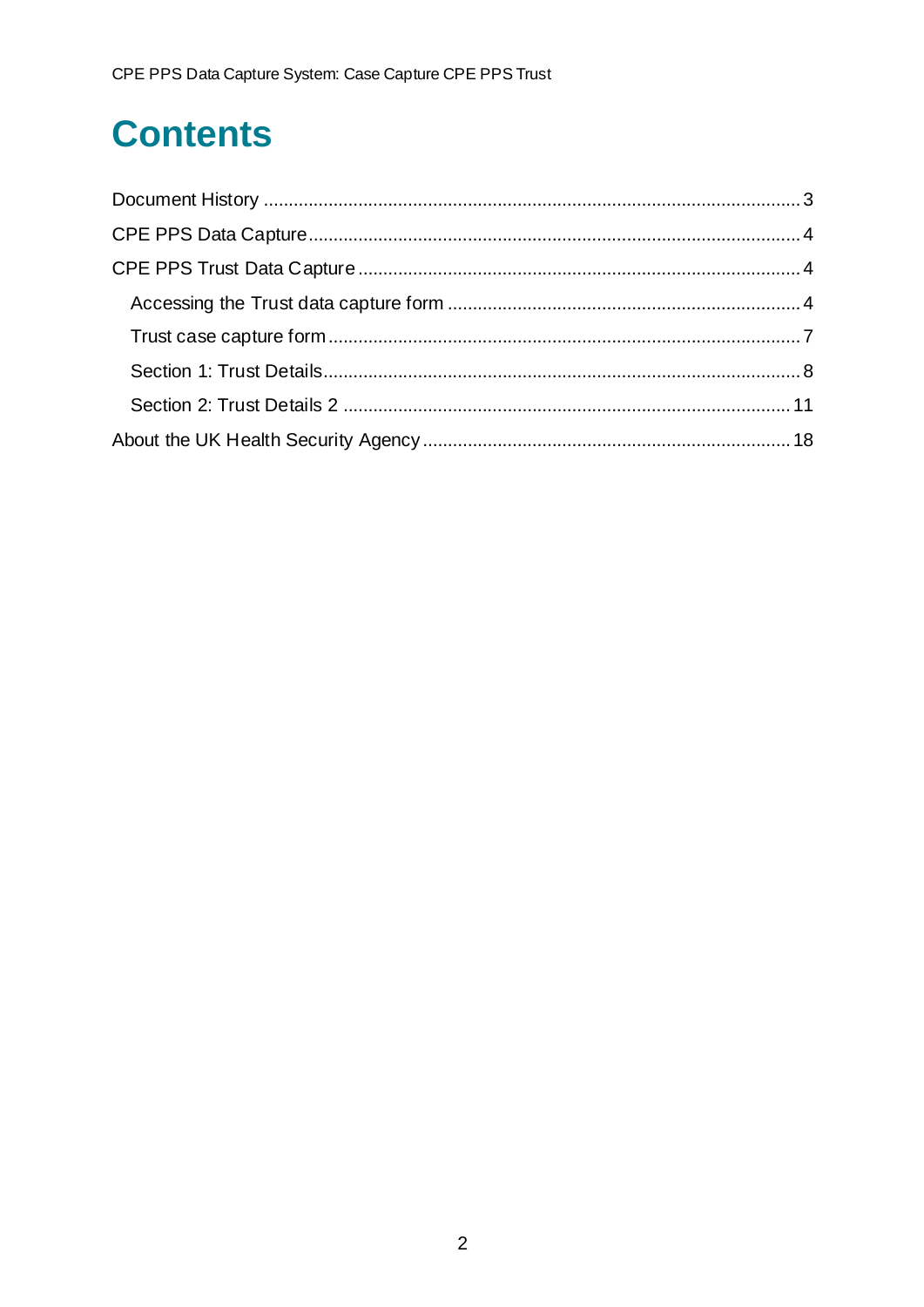# Contents

Document History .......................................................................................................... 3
CPE PPS Data Capture.................................................................................................. 4
CPE PPS Trust Data Capture ....................................................................................... 4
  Accessing the Trust data capture form ..................................................................... 4
  Trust case capture form ............................................................................................. 7
  Section 1: Trust Details.............................................................................................. 8
  Section 2: Trust Details 2 ......................................................................................... 11
About the UK Health Security Agency ......................................................................... 18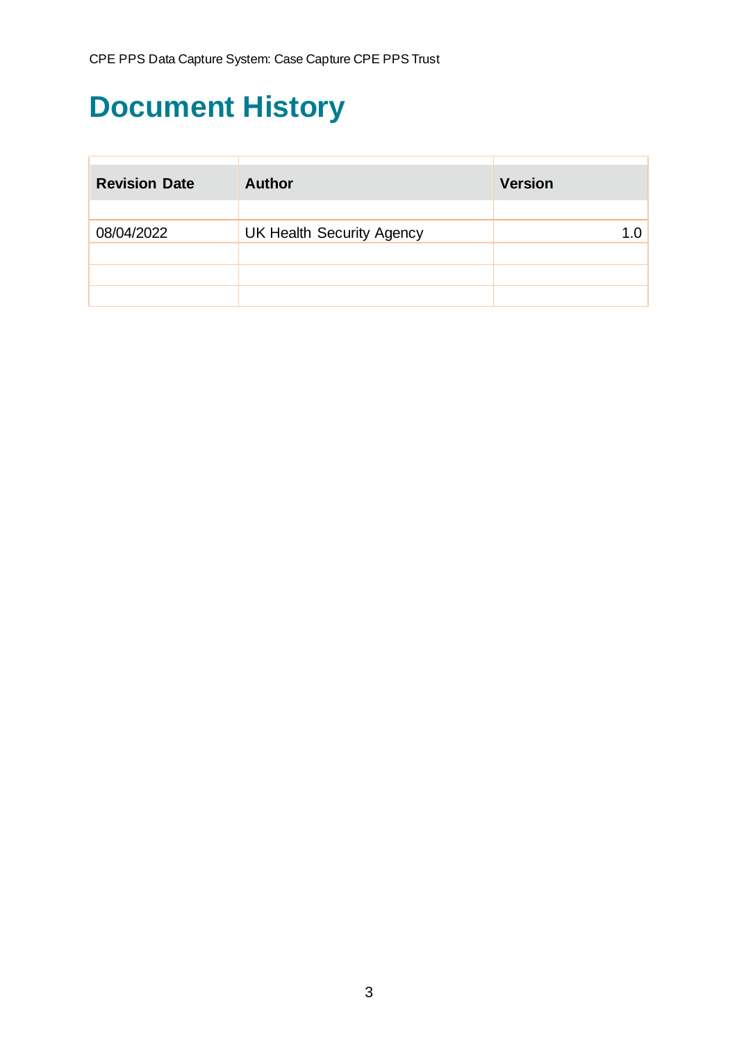# Document History

| Revision Date | Author | Version |
|---|---|---|
| | | |
| 08/04/2022 | UK Health Security Agency | 1.0 |
| | | |
| | | |
| | | |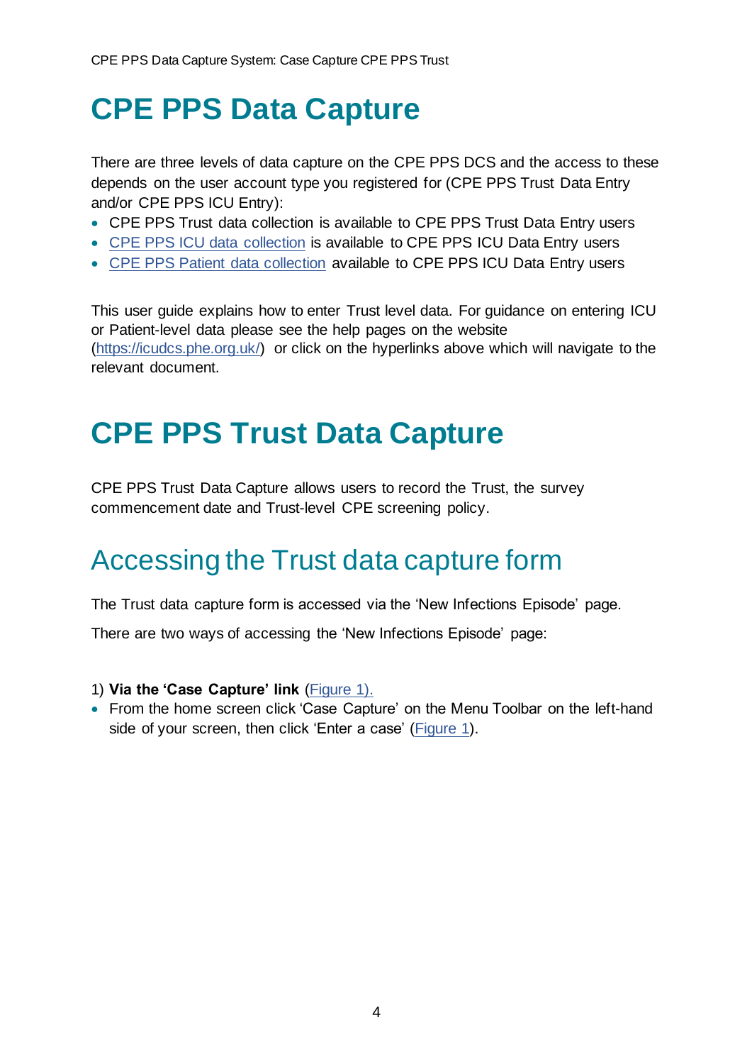# CPE PPS Data Capture

There are three levels of data capture on the CPE PPS DCS and the access to these depends on the user account type you registered for (CPE PPS Trust Data Entry and/or CPE PPS ICU Entry):

- CPE PPS Trust data collection is available to CPE PPS Trust Data Entry users
- CPE PPS ICU data collection is available to CPE PPS ICU Data Entry users
- CPE PPS Patient data collection available to CPE PPS ICU Data Entry users

This user guide explains how to enter Trust level data. For guidance on entering ICU or Patient-level data please see the help pages on the website (https://icudcs.phe.org.uk/) or click on the hyperlinks above which will navigate to the relevant document.

# CPE PPS Trust Data Capture

CPE PPS Trust Data Capture allows users to record the Trust, the survey commencement date and Trust-level CPE screening policy.

## Accessing the Trust data capture form

The Trust data capture form is accessed via the 'New Infections Episode' page.

There are two ways of accessing the 'New Infections Episode' page:

1) **Via the 'Case Capture' link** (Figure 1).

- From the home screen click 'Case Capture' on the Menu Toolbar on the left-hand side of your screen, then click 'Enter a case' (Figure 1).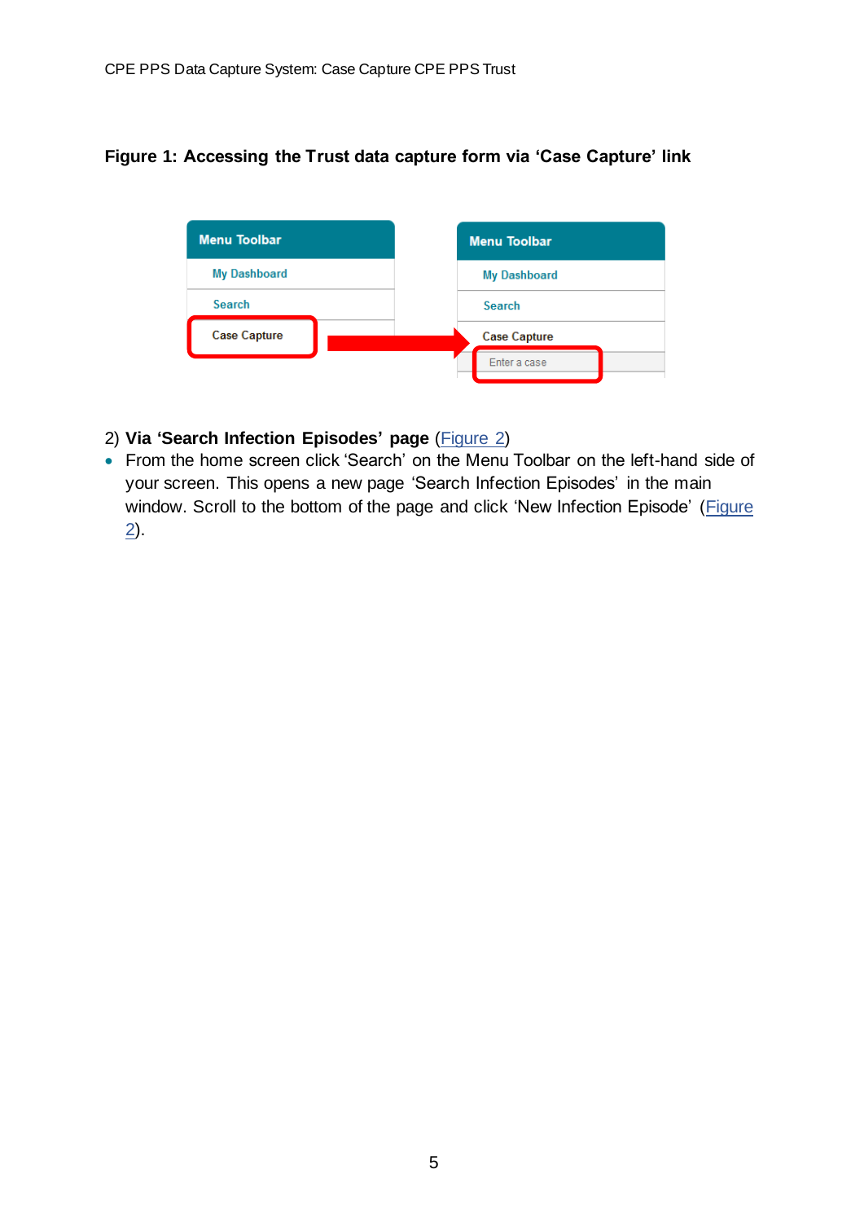**Figure 1: Accessing the Trust data capture form via 'Case Capture' link**

2) **Via 'Search Infection Episodes' page** (Figure 2)

- From the home screen click 'Search' on the Menu Toolbar on the left-hand side of your screen. This opens a new page 'Search Infection Episodes' in the main window. Scroll to the bottom of the page and click 'New Infection Episode' (Figure 2).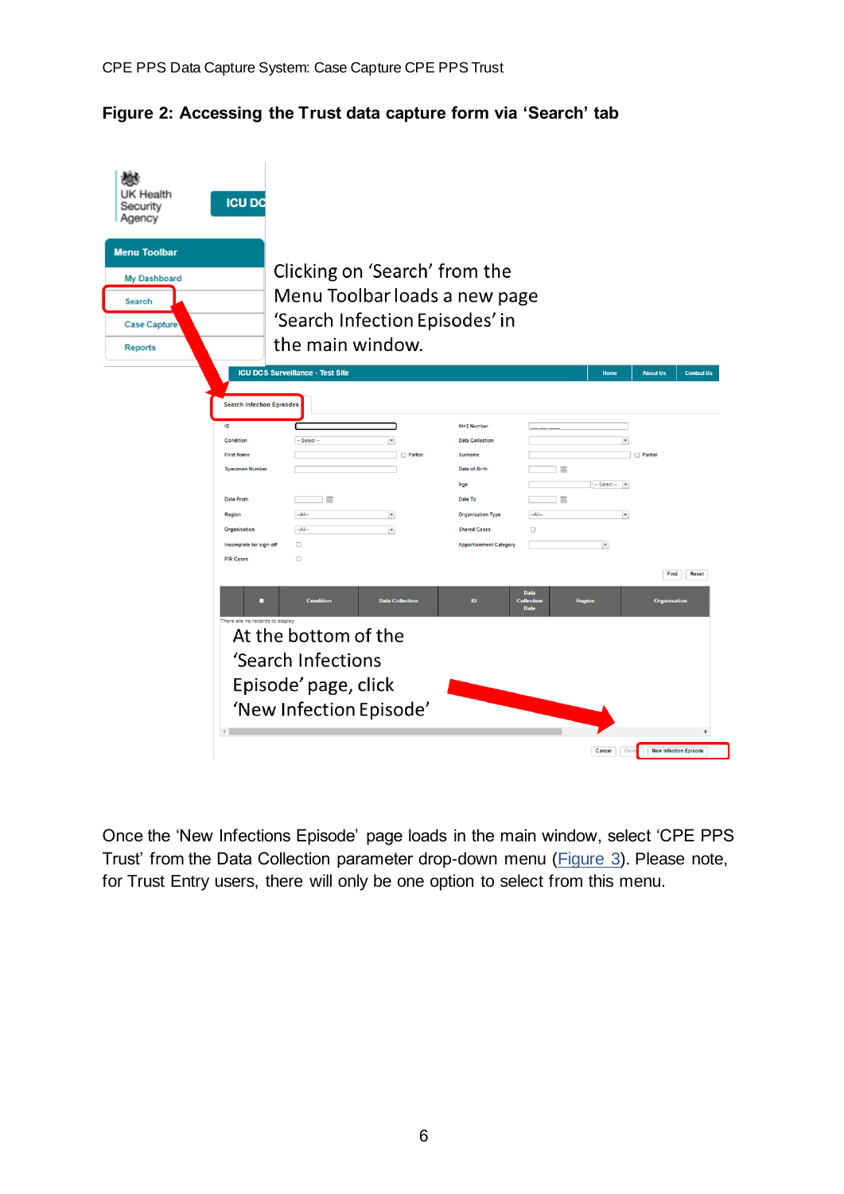**Figure 2: Accessing the Trust data capture form via 'Search' tab**

Clicking on 'Search' from the Menu Toolbar loads a new page 'Search Infection Episodes' in the main window.

At the bottom of the 'Search Infections Episode' page, click 'New Infection Episode'

Once the 'New Infections Episode' page loads in the main window, select 'CPE PPS Trust' from the Data Collection parameter drop-down menu (Figure 3). Please note, for Trust Entry users, there will only be one option to select from this menu.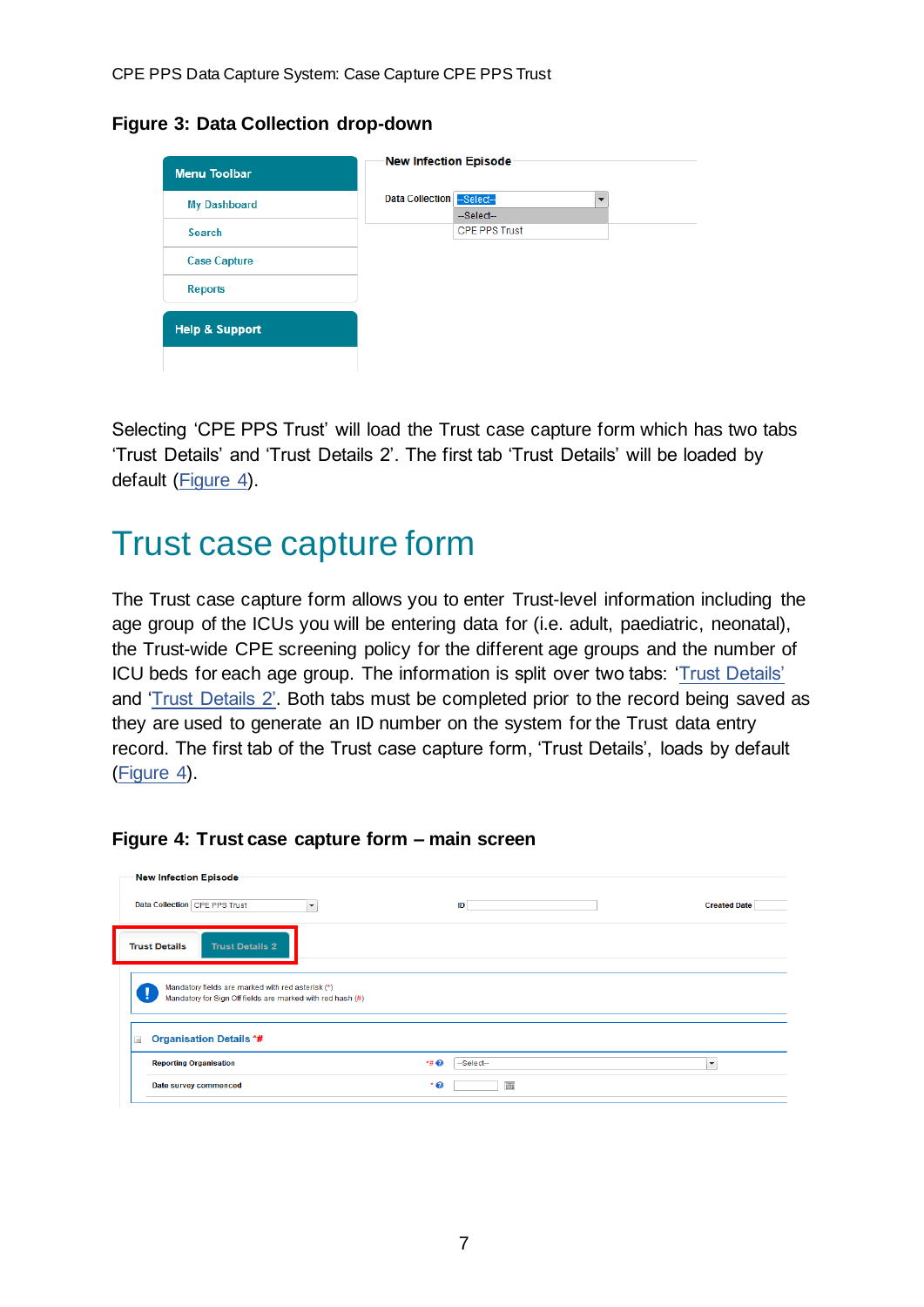**Figure 3: Data Collection drop-down**

Selecting 'CPE PPS Trust' will load the Trust case capture form which has two tabs 'Trust Details' and 'Trust Details 2'. The first tab 'Trust Details' will be loaded by default (Figure 4).

# Trust case capture form

The Trust case capture form allows you to enter Trust-level information including the age group of the ICUs you will be entering data for (i.e. adult, paediatric, neonatal), the Trust-wide CPE screening policy for the different age groups and the number of ICU beds for each age group. The information is split over two tabs: 'Trust Details' and 'Trust Details 2'. Both tabs must be completed prior to the record being saved as they are used to generate an ID number on the system for the Trust data entry record. The first tab of the Trust case capture form, 'Trust Details', loads by default (Figure 4).

**Figure 4: Trust case capture form – main screen**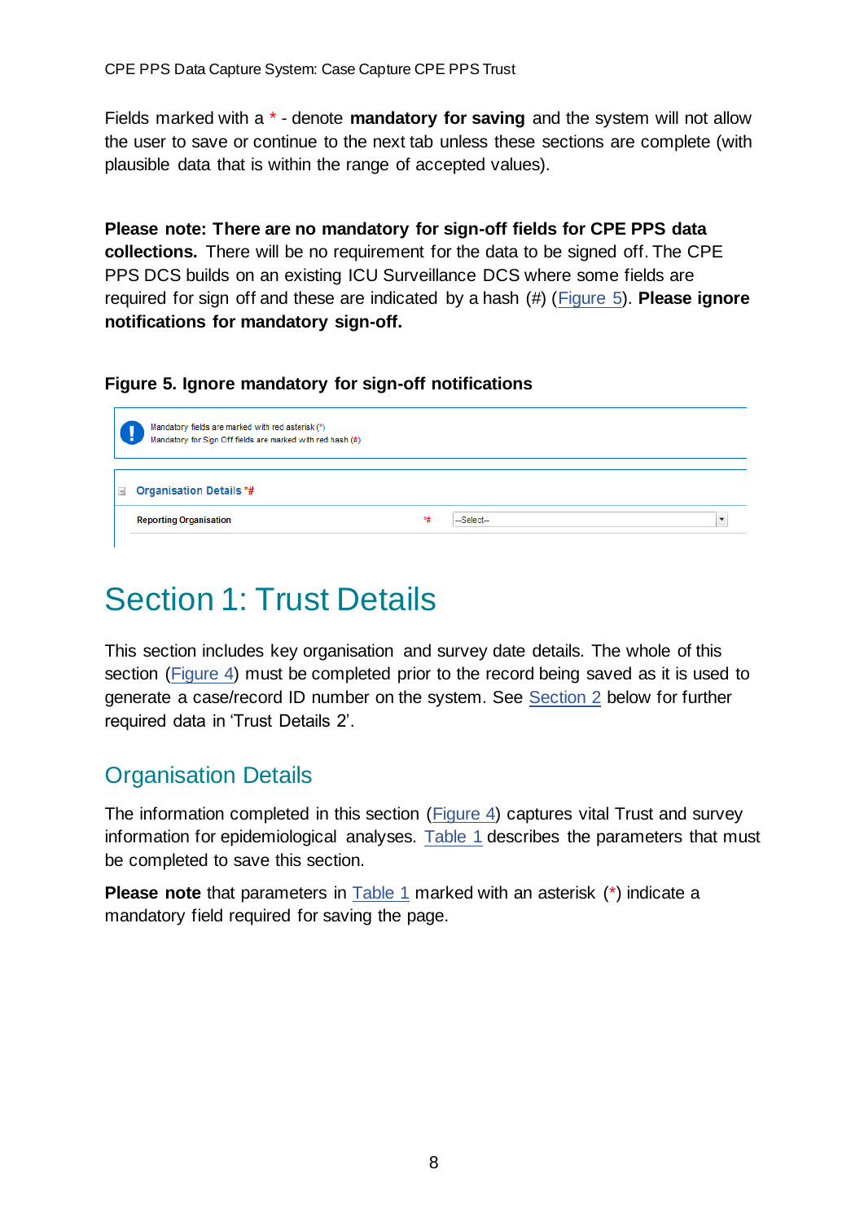Fields marked with a * - denote **mandatory for saving** and the system will not allow the user to save or continue to the next tab unless these sections are complete (with plausible data that is within the range of accepted values).

**Please note: There are no mandatory for sign-off fields for CPE PPS data collections.** There will be no requirement for the data to be signed off. The CPE PPS DCS builds on an existing ICU Surveillance DCS where some fields are required for sign off and these are indicated by a hash (#) (Figure 5). **Please ignore notifications for mandatory sign-off.**

**Figure 5. Ignore mandatory for sign-off notifications**

Mandatory fields are marked with red asterisk (*)
Mandatory for Sign Off fields are marked with red hash (#)

Organisation Details *#

Reporting Organisation *# --Select--

# Section 1: Trust Details

This section includes key organisation and survey date details. The whole of this section (Figure 4) must be completed prior to the record being saved as it is used to generate a case/record ID number on the system. See Section 2 below for further required data in 'Trust Details 2'.

## Organisation Details

The information completed in this section (Figure 4) captures vital Trust and survey information for epidemiological analyses. Table 1 describes the parameters that must be completed to save this section.

**Please note** that parameters in Table 1 marked with an asterisk (*) indicate a mandatory field required for saving the page.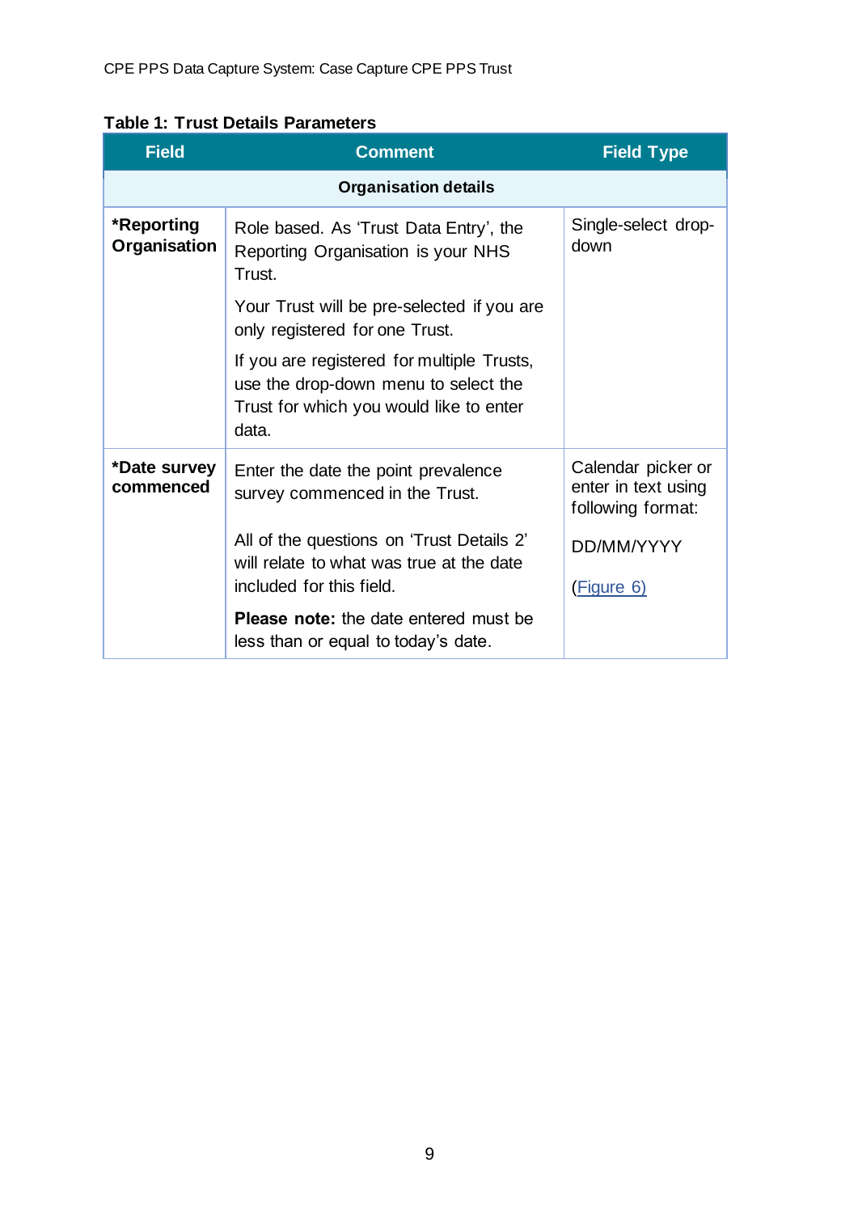**Table 1: Trust Details Parameters**

| Field | Comment | Field Type |
|---|---|---|
| **Organisation details** | | |
| ***Reporting Organisation** | Role based. As 'Trust Data Entry', the Reporting Organisation is your NHS Trust.<br><br>Your Trust will be pre-selected if you are only registered for one Trust.<br><br>If you are registered for multiple Trusts, use the drop-down menu to select the Trust for which you would like to enter data. | Single-select drop-down |
| ***Date survey commenced** | Enter the date the point prevalence survey commenced in the Trust.<br><br>All of the questions on 'Trust Details 2' will relate to what was true at the date included for this field.<br><br>**Please note:** the date entered must be less than or equal to today's date. | Calendar picker or enter in text using following format:<br><br>DD/MM/YYYY<br><br>(Figure 6) |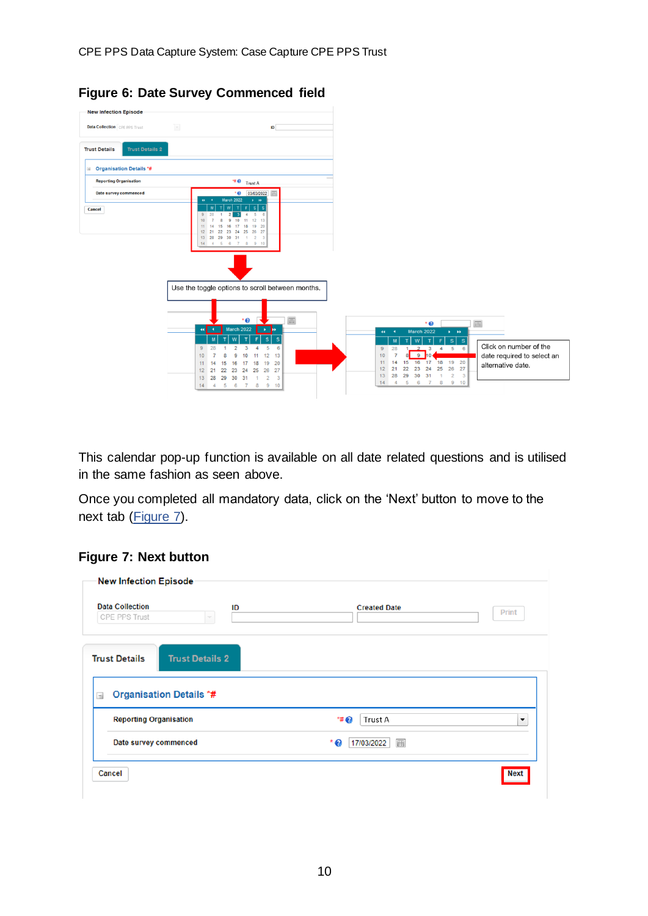**Figure 6: Date Survey Commenced field**

Use the toggle options to scroll between months.

Click on number of the date required to select an alternative date.

This calendar pop-up function is available on all date related questions and is utilised in the same fashion as seen above.

Once you completed all mandatory data, click on the 'Next' button to move to the next tab (Figure 7).

**Figure 7: Next button**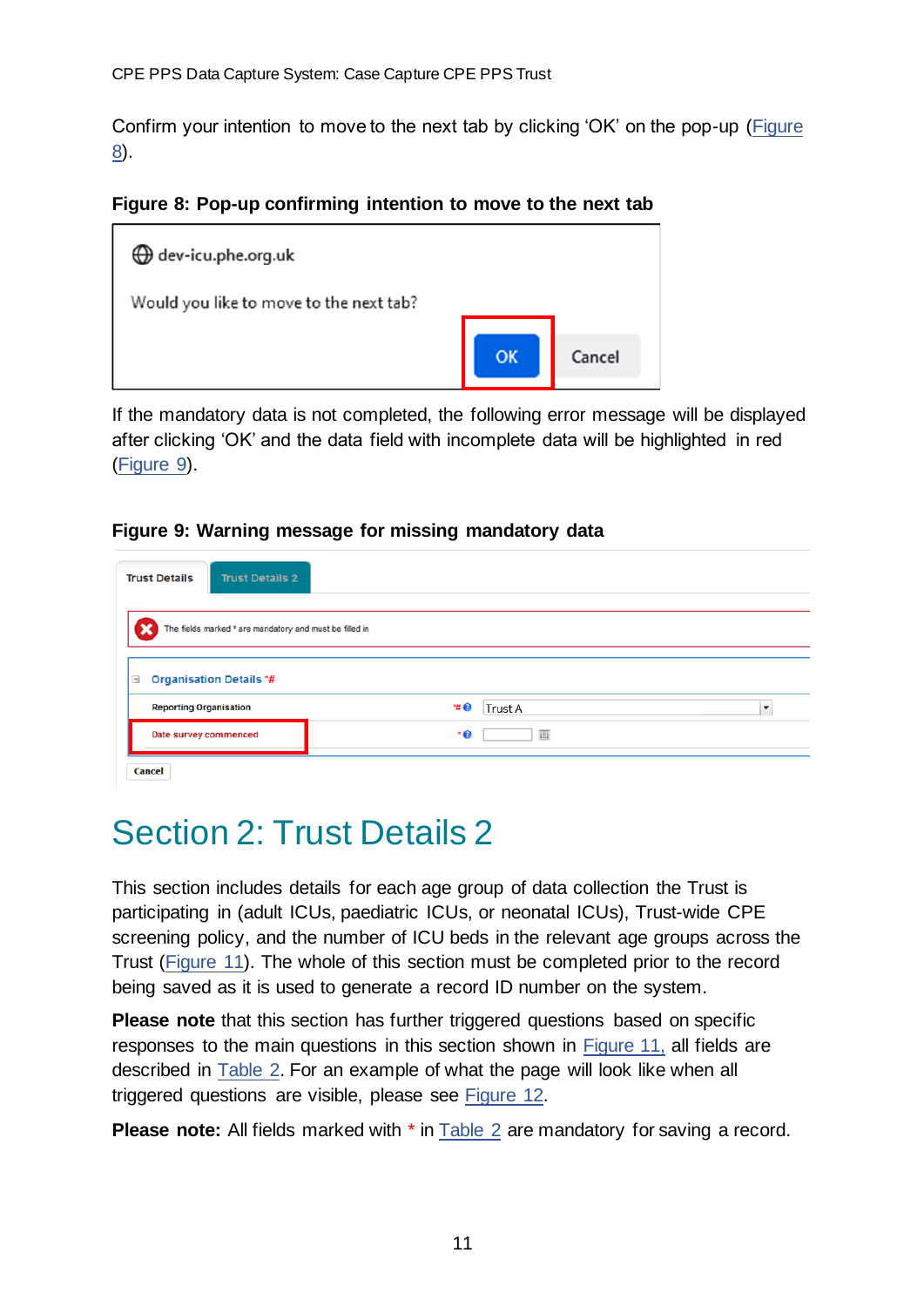Confirm your intention to move to the next tab by clicking 'OK' on the pop-up (Figure 8).

**Figure 8: Pop-up confirming intention to move to the next tab**

If the mandatory data is not completed, the following error message will be displayed after clicking 'OK' and the data field with incomplete data will be highlighted in red (Figure 9).

**Figure 9: Warning message for missing mandatory data**

# Section 2: Trust Details 2

This section includes details for each age group of data collection the Trust is participating in (adult ICUs, paediatric ICUs, or neonatal ICUs), Trust-wide CPE screening policy, and the number of ICU beds in the relevant age groups across the Trust (Figure 11). The whole of this section must be completed prior to the record being saved as it is used to generate a record ID number on the system.

**Please note** that this section has further triggered questions based on specific responses to the main questions in this section shown in Figure 11, all fields are described in Table 2. For an example of what the page will look like when all triggered questions are visible, please see Figure 12.

**Please note:** All fields marked with * in Table 2 are mandatory for saving a record.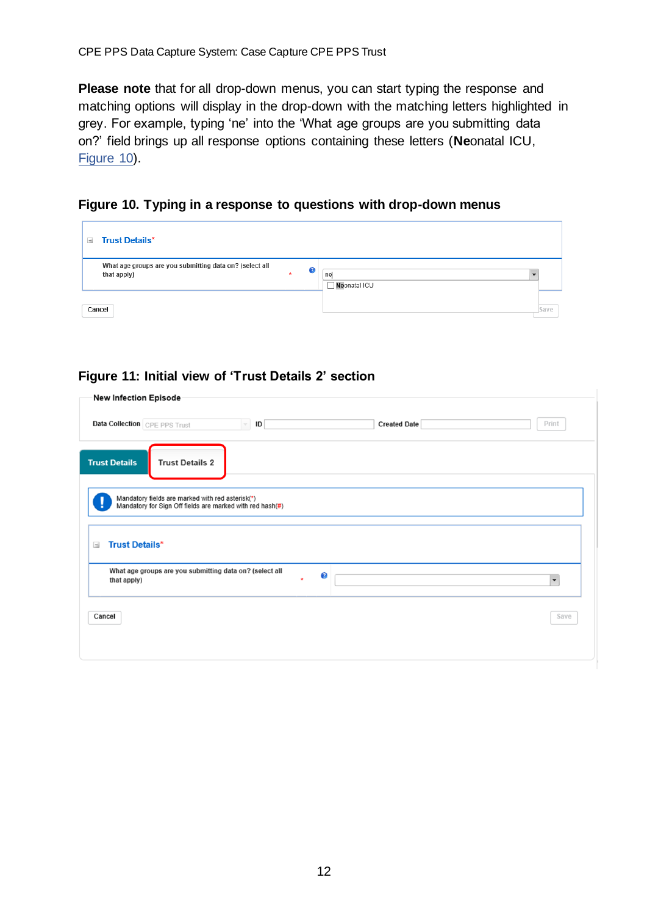**Please note** that for all drop-down menus, you can start typing the response and matching options will display in the drop-down with the matching letters highlighted in grey. For example, typing 'ne' into the 'What age groups are you submitting data on?' field brings up all response options containing these letters (**Ne**onatal ICU, Figure 10).

**Figure 10. Typing in a response to questions with drop-down menus**

**Figure 11: Initial view of 'Trust Details 2' section**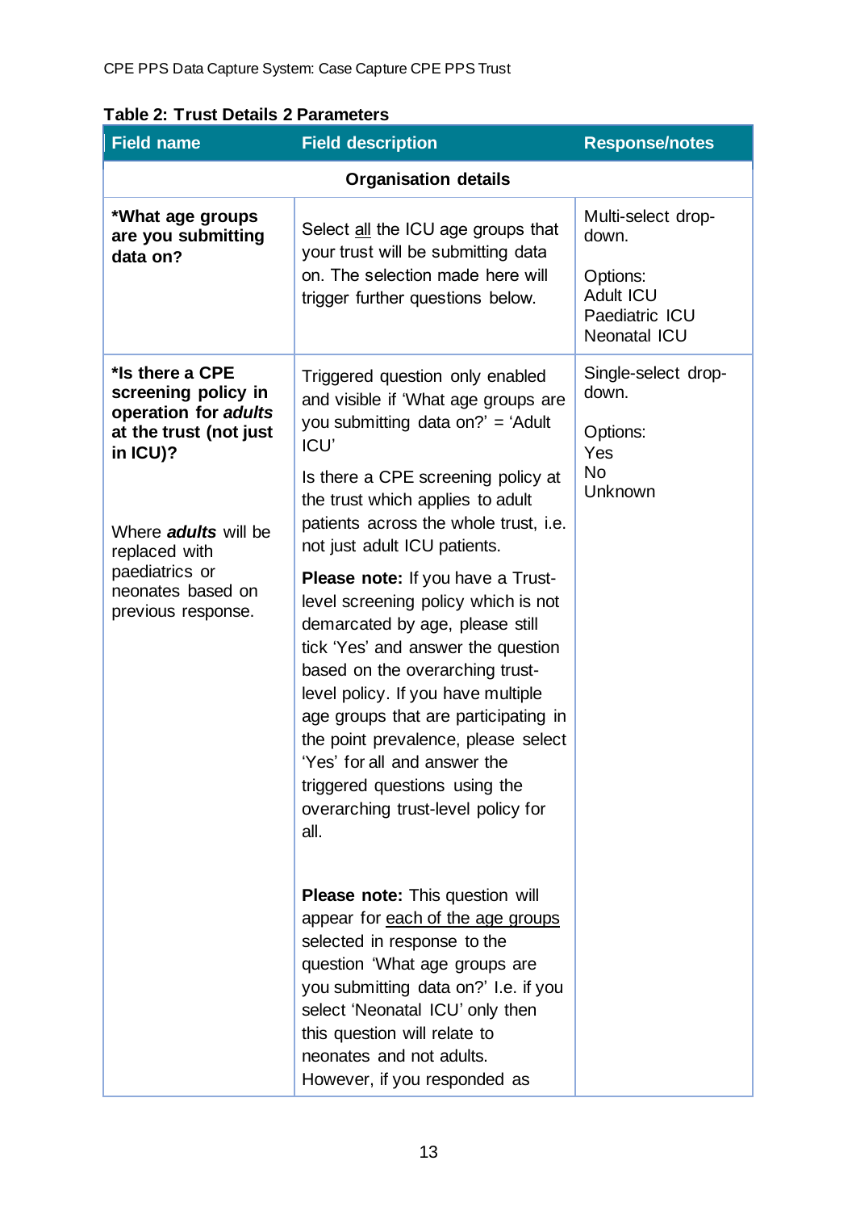**Table 2: Trust Details 2 Parameters**

| Field name | Field description | Response/notes |
|---|---|---|
| **Organisation details** | | |
| ***What age groups are you submitting data on?** | Select <u>all</u> the ICU age groups that your trust will be submitting data on. The selection made here will trigger further questions below. | Multi-select drop-down.<br><br>Options:<br>Adult ICU<br>Paediatric ICU<br>Neonatal ICU |
| ***Is there a CPE screening policy in operation for *adults* at the trust (not just in ICU)?**<br><br>Where ***adults*** will be replaced with paediatrics or neonates based on previous response. | Triggered question only enabled and visible if 'What age groups are you submitting data on?' = 'Adult ICU'<br><br>Is there a CPE screening policy at the trust which applies to adult patients across the whole trust, i.e. not just adult ICU patients.<br><br>**Please note:** If you have a Trust-level screening policy which is not demarcated by age, please still tick 'Yes' and answer the question based on the overarching trust-level policy. If you have multiple age groups that are participating in the point prevalence, please select 'Yes' for all and answer the triggered questions using the overarching trust-level policy for all.<br><br>**Please note:** This question will appear for <u>each of the age groups</u> selected in response to the question 'What age groups are you submitting data on?' I.e. if you select 'Neonatal ICU' only then this question will relate to neonates and not adults. However, if you responded as | Single-select drop-down.<br><br>Options:<br>Yes<br>No<br>Unknown |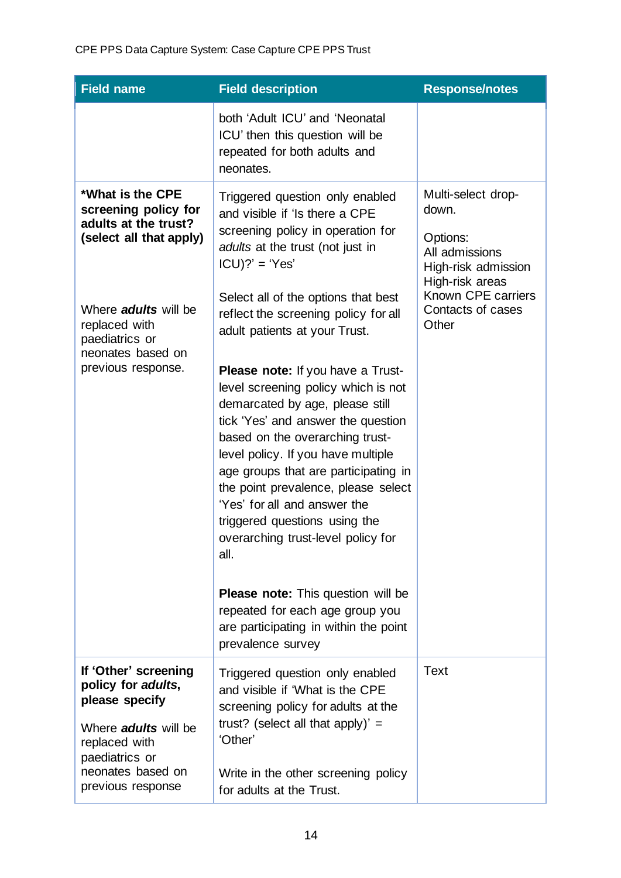| Field name | Field description | Response/notes |
|---|---|---|
| | both ‘Adult ICU’ and ‘Neonatal ICU’ then this question will be repeated for both adults and neonates. | |
| **\*What is the CPE screening policy for adults at the trust? (select all that apply)**<br><br>Where ***adults*** will be replaced with paediatrics or neonates based on previous response. | Triggered question only enabled and visible if ‘Is there a CPE screening policy in operation for *adults* at the trust (not just in ICU)?’ = ‘Yes’<br><br>Select all of the options that best reflect the screening policy for all adult patients at your Trust.<br><br>**Please note:** If you have a Trust-level screening policy which is not demarcated by age, please still tick ‘Yes’ and answer the question based on the overarching trust-level policy. If you have multiple age groups that are participating in the point prevalence, please select ‘Yes’ for all and answer the triggered questions using the overarching trust-level policy for all.<br><br>**Please note:** This question will be repeated for each age group you are participating in within the point prevalence survey | Multi-select drop-down.<br><br>Options:<br>All admissions<br>High-risk admission<br>High-risk areas<br>Known CPE carriers<br>Contacts of cases<br>Other |
| **If ‘Other’ screening policy for *adults*, please specify**<br><br>Where ***adults*** will be replaced with paediatrics or neonates based on previous response | Triggered question only enabled and visible if ‘What is the CPE screening policy for adults at the trust? (select all that apply)’ = ‘Other’<br><br>Write in the other screening policy for adults at the Trust. | Text |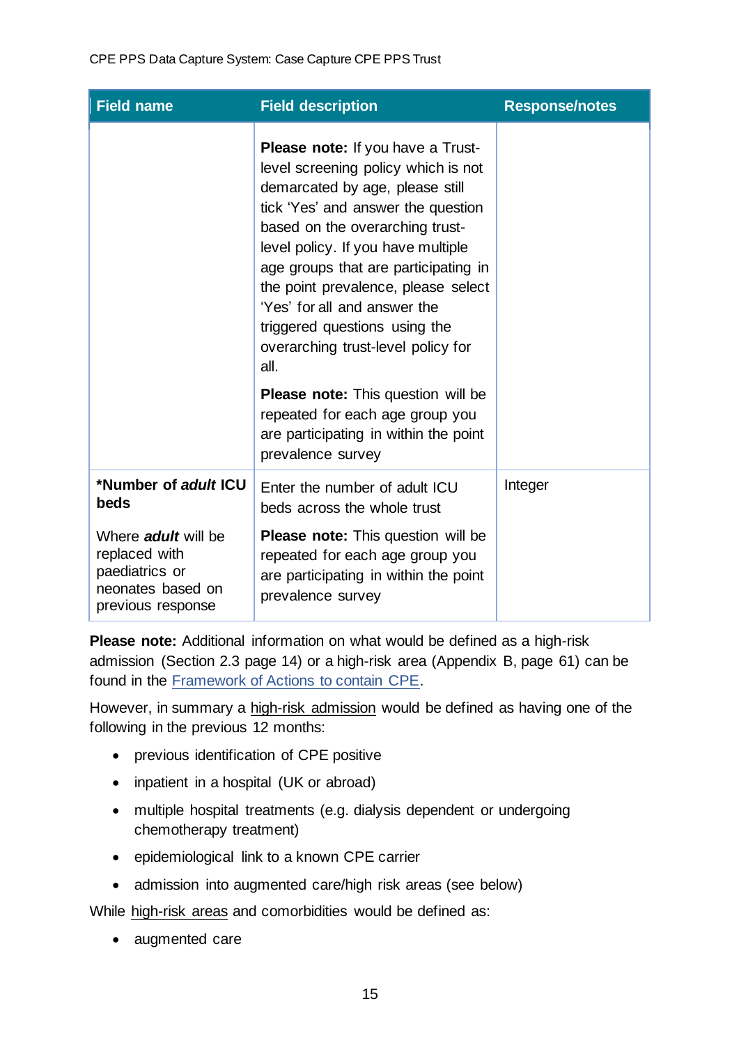| Field name | Field description | Response/notes |
| --- | --- | --- |
| | **Please note:** If you have a Trust-level screening policy which is not demarcated by age, please still tick 'Yes' and answer the question based on the overarching trust-level policy. If you have multiple age groups that are participating in the point prevalence, please select 'Yes' for all and answer the triggered questions using the overarching trust-level policy for all. **Please note:** This question will be repeated for each age group you are participating in within the point prevalence survey | |
| ***Number of *adult* ICU beds** Where ***adult*** will be replaced with paediatrics or neonates based on previous response | Enter the number of adult ICU beds across the whole trust **Please note:** This question will be repeated for each age group you are participating in within the point prevalence survey | Integer |

**Please note:** Additional information on what would be defined as a high-risk admission (Section 2.3 page 14) or a high-risk area (Appendix B, page 61) can be found in the Framework of Actions to contain CPE.

However, in summary a high-risk admission would be defined as having one of the following in the previous 12 months:

- previous identification of CPE positive
- inpatient in a hospital (UK or abroad)
- multiple hospital treatments (e.g. dialysis dependent or undergoing chemotherapy treatment)
- epidemiological link to a known CPE carrier
- admission into augmented care/high risk areas (see below)

While high-risk areas and comorbidities would be defined as:

- augmented care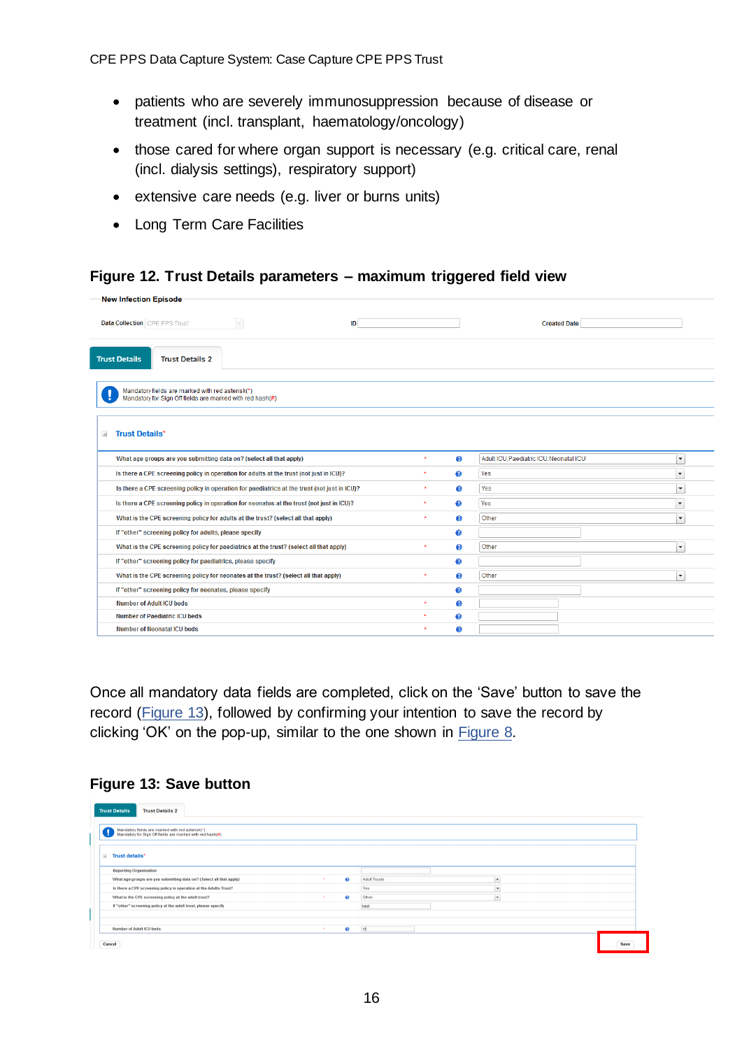- patients who are severely immunosuppression because of disease or treatment (incl. transplant, haematology/oncology)
- those cared for where organ support is necessary (e.g. critical care, renal (incl. dialysis settings), respiratory support)
- extensive care needs (e.g. liver or burns units)
- Long Term Care Facilities

**Figure 12. Trust Details parameters – maximum triggered field view**

**Figure 13: Save button**

Once all mandatory data fields are completed, click on the 'Save' button to save the record (Figure 13), followed by confirming your intention to save the record by clicking 'OK' on the pop-up, similar to the one shown in Figure 8.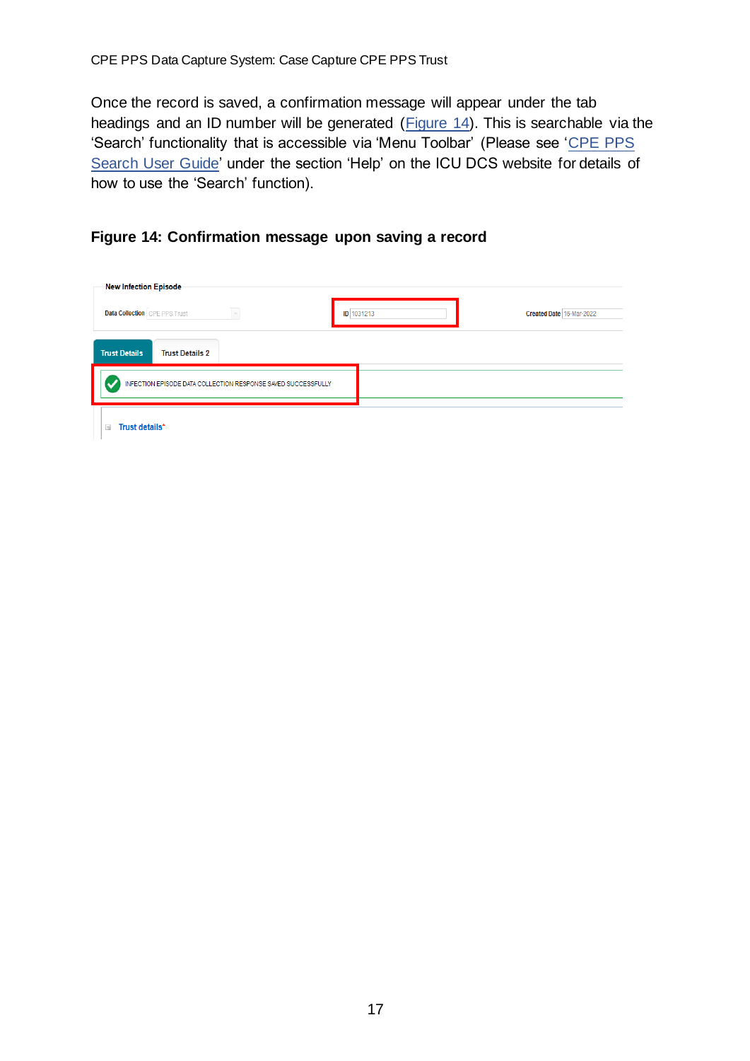Once the record is saved, a confirmation message will appear under the tab headings and an ID number will be generated (Figure 14). This is searchable via the 'Search' functionality that is accessible via 'Menu Toolbar' (Please see 'CPE PPS Search User Guide' under the section 'Help' on the ICU DCS website for details of how to use the 'Search' function).

**Figure 14: Confirmation message upon saving a record**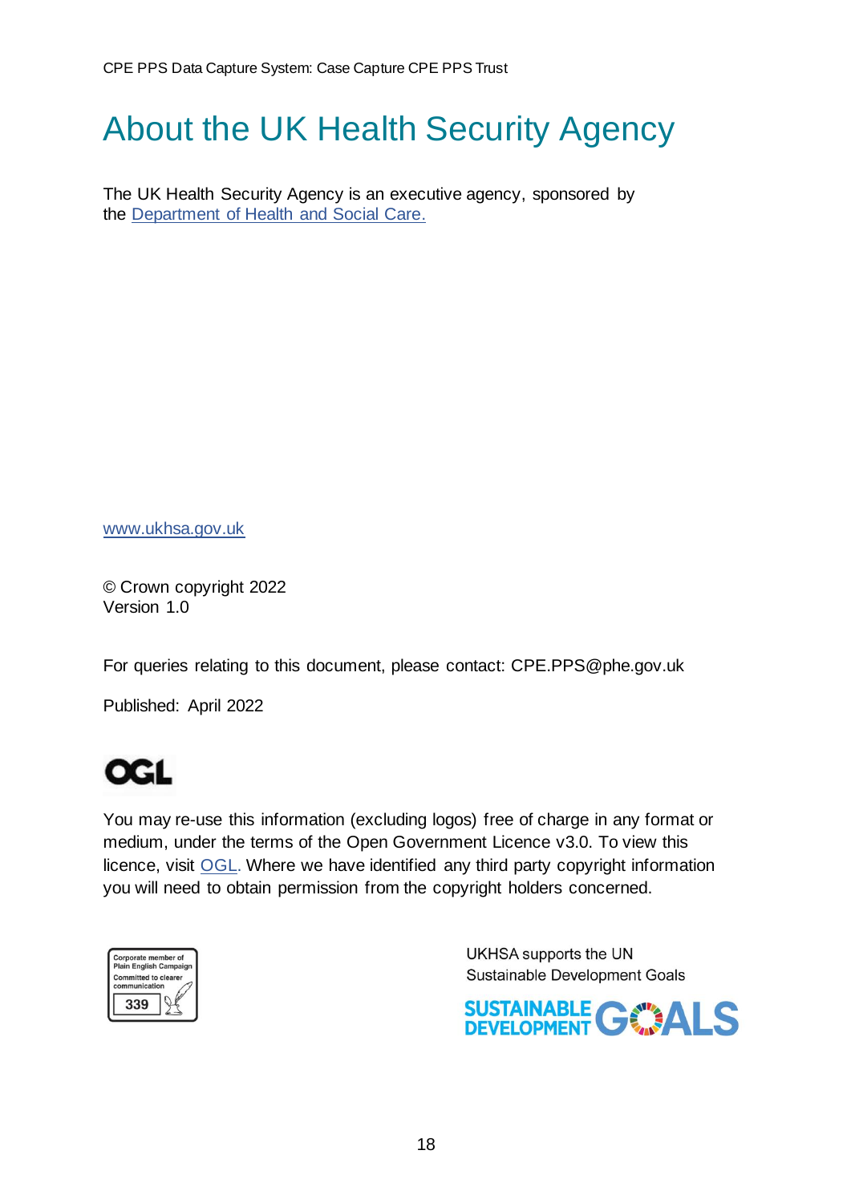# About the UK Health Security Agency

The UK Health Security Agency is an executive agency, sponsored by the Department of Health and Social Care.

www.ukhsa.gov.uk

© Crown copyright 2022
Version 1.0

For queries relating to this document, please contact: CPE.PPS@phe.gov.uk

Published: April 2022

OGL

You may re-use this information (excluding logos) free of charge in any format or medium, under the terms of the Open Government Licence v3.0. To view this licence, visit OGL. Where we have identified any third party copyright information you will need to obtain permission from the copyright holders concerned.

Corporate member of Plain English Campaign
Committed to clearer communication
339

UKHSA supports the UN Sustainable Development Goals

SUSTAINABLE DEVELOPMENT GOALS